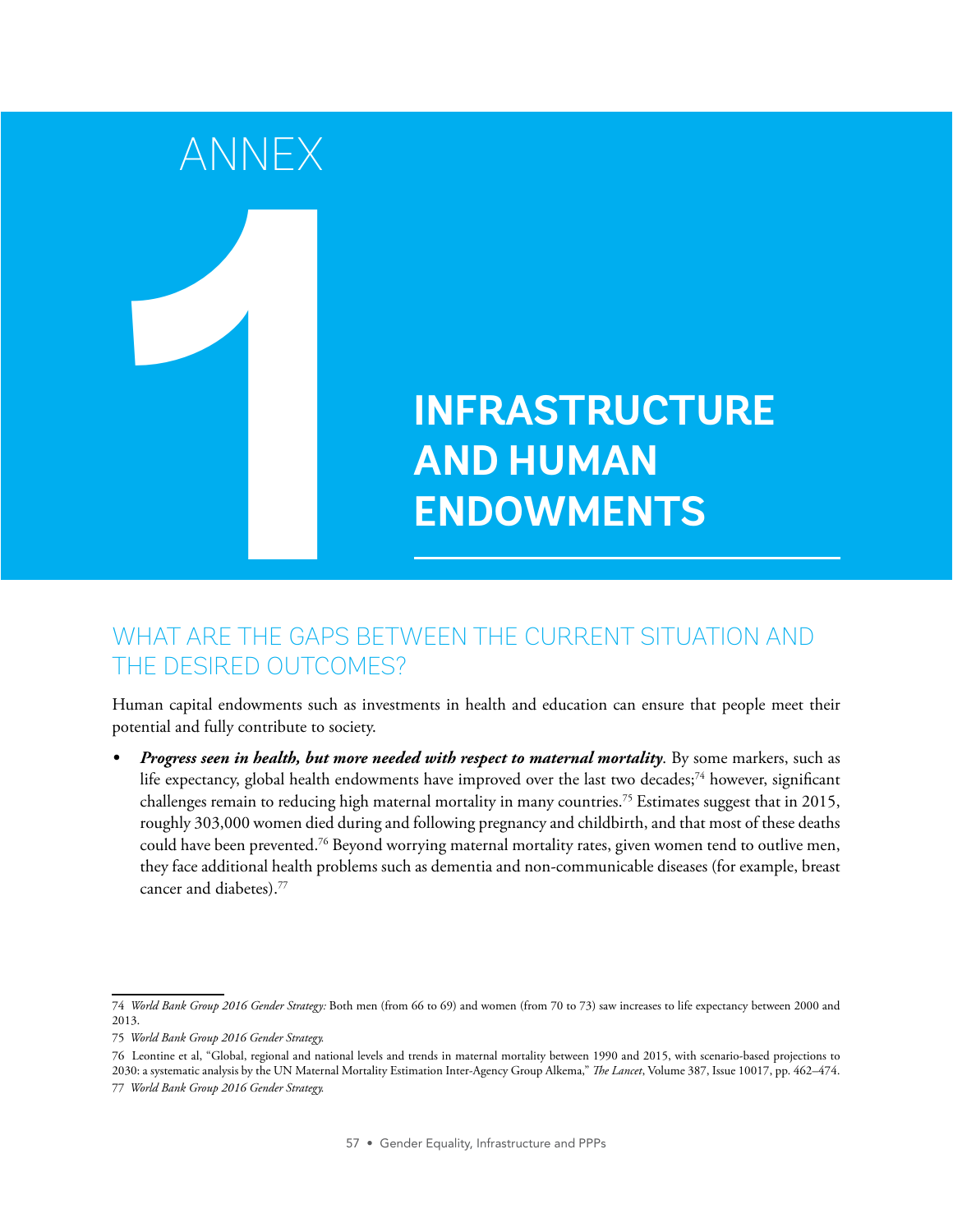# ANNEX 1

# INFRASTRUCTURE AND HUMAN ENDOWMENTS

## WHAT ARE THE GAPS BETWEEN THE CURRENT SITUATION AND THE DESIRED OUTCOMES?

Human capital endowments such as investments in health and education can ensure that people meet their potential and fully contribute to society.

- ***Progress seen in health, but more needed with respect to maternal mortality***. By some markers, such as life expectancy, global health endowments have improved over the last two decades;[74] however, significant challenges remain to reducing high maternal mortality in many countries.[75] Estimates suggest that in 2015, roughly 303,000 women died during and following pregnancy and childbirth, and that most of these deaths could have been prevented.[76] Beyond worrying maternal mortality rates, given women tend to outlive men, they face additional health problems such as dementia and non-communicable diseases (for example, breast cancer and diabetes).[77]

---

74 *World Bank Group 2016 Gender Strategy:* Both men (from 66 to 69) and women (from 70 to 73) saw increases to life expectancy between 2000 and 2013.

75 *World Bank Group 2016 Gender Strategy.*

76 Leontine et al, "Global, regional and national levels and trends in maternal mortality between 1990 and 2015, with scenario-based projections to 2030: a systematic analysis by the UN Maternal Mortality Estimation Inter-Agency Group Alkema," *The Lancet*, Volume 387, Issue 10017, pp. 462–474.

77 *World Bank Group 2016 Gender Strategy.*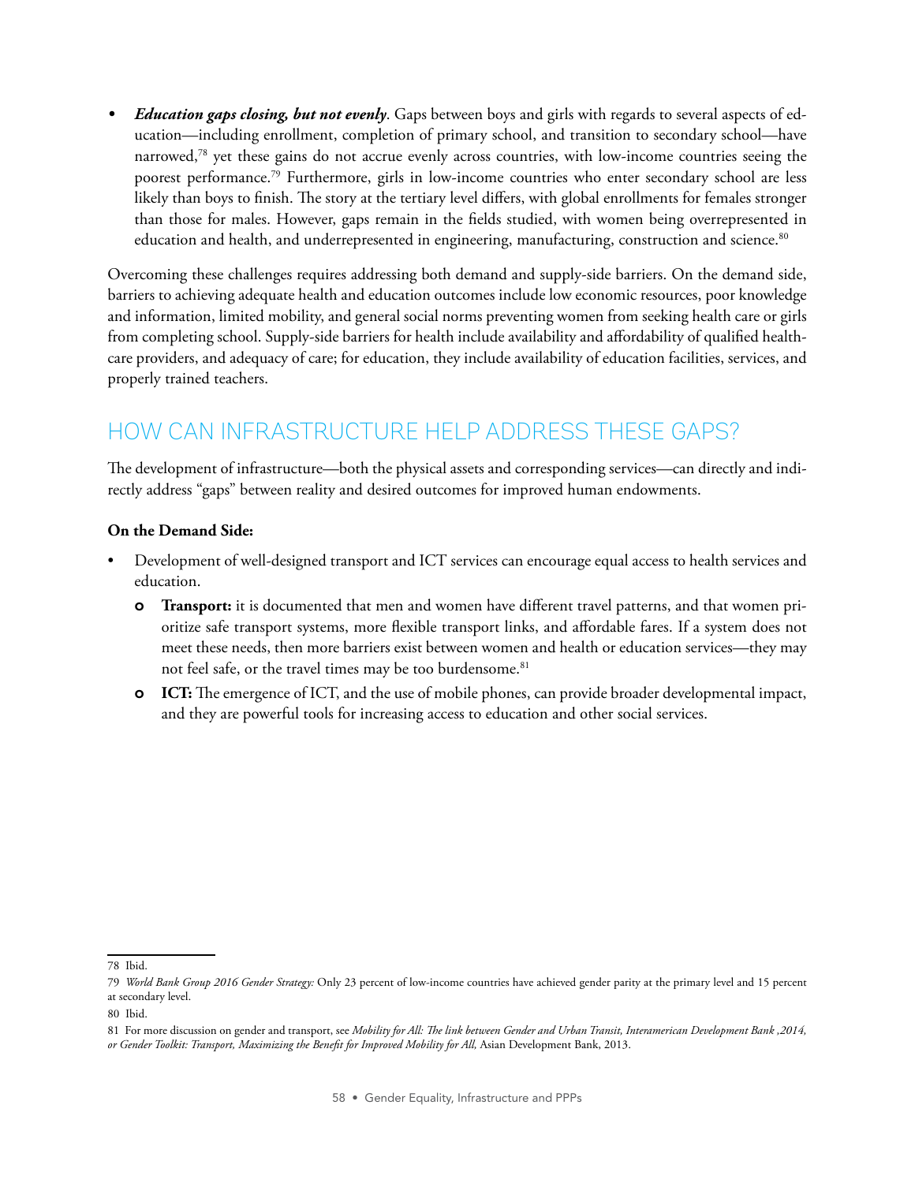- ***Education gaps closing, but not evenly***. Gaps between boys and girls with regards to several aspects of education—including enrollment, completion of primary school, and transition to secondary school—have narrowed,[78] yet these gains do not accrue evenly across countries, with low-income countries seeing the poorest performance.[79] Furthermore, girls in low-income countries who enter secondary school are less likely than boys to finish. The story at the tertiary level differs, with global enrollments for females stronger than those for males. However, gaps remain in the fields studied, with women being overrepresented in education and health, and underrepresented in engineering, manufacturing, construction and science.[80]

Overcoming these challenges requires addressing both demand and supply-side barriers. On the demand side, barriers to achieving adequate health and education outcomes include low economic resources, poor knowledge and information, limited mobility, and general social norms preventing women from seeking health care or girls from completing school. Supply-side barriers for health include availability and affordability of qualified healthcare providers, and adequacy of care; for education, they include availability of education facilities, services, and properly trained teachers.

## HOW CAN INFRASTRUCTURE HELP ADDRESS THESE GAPS?

The development of infrastructure—both the physical assets and corresponding services—can directly and indirectly address "gaps" between reality and desired outcomes for improved human endowments.

**On the Demand Side:**

- Development of well-designed transport and ICT services can encourage equal access to health services and education.
  - **Transport:** it is documented that men and women have different travel patterns, and that women prioritize safe transport systems, more flexible transport links, and affordable fares. If a system does not meet these needs, then more barriers exist between women and health or education services—they may not feel safe, or the travel times may be too burdensome.[81]
  - **ICT:** The emergence of ICT, and the use of mobile phones, can provide broader developmental impact, and they are powerful tools for increasing access to education and other social services.

---

78 Ibid.

79 *World Bank Group 2016 Gender Strategy:* Only 23 percent of low-income countries have achieved gender parity at the primary level and 15 percent at secondary level.

80 Ibid.

81 For more discussion on gender and transport, see *Mobility for All: The link between Gender and Urban Transit, Interamerican Development Bank ,2014, or Gender Toolkit: Transport, Maximizing the Benefit for Improved Mobility for All,* Asian Development Bank, 2013.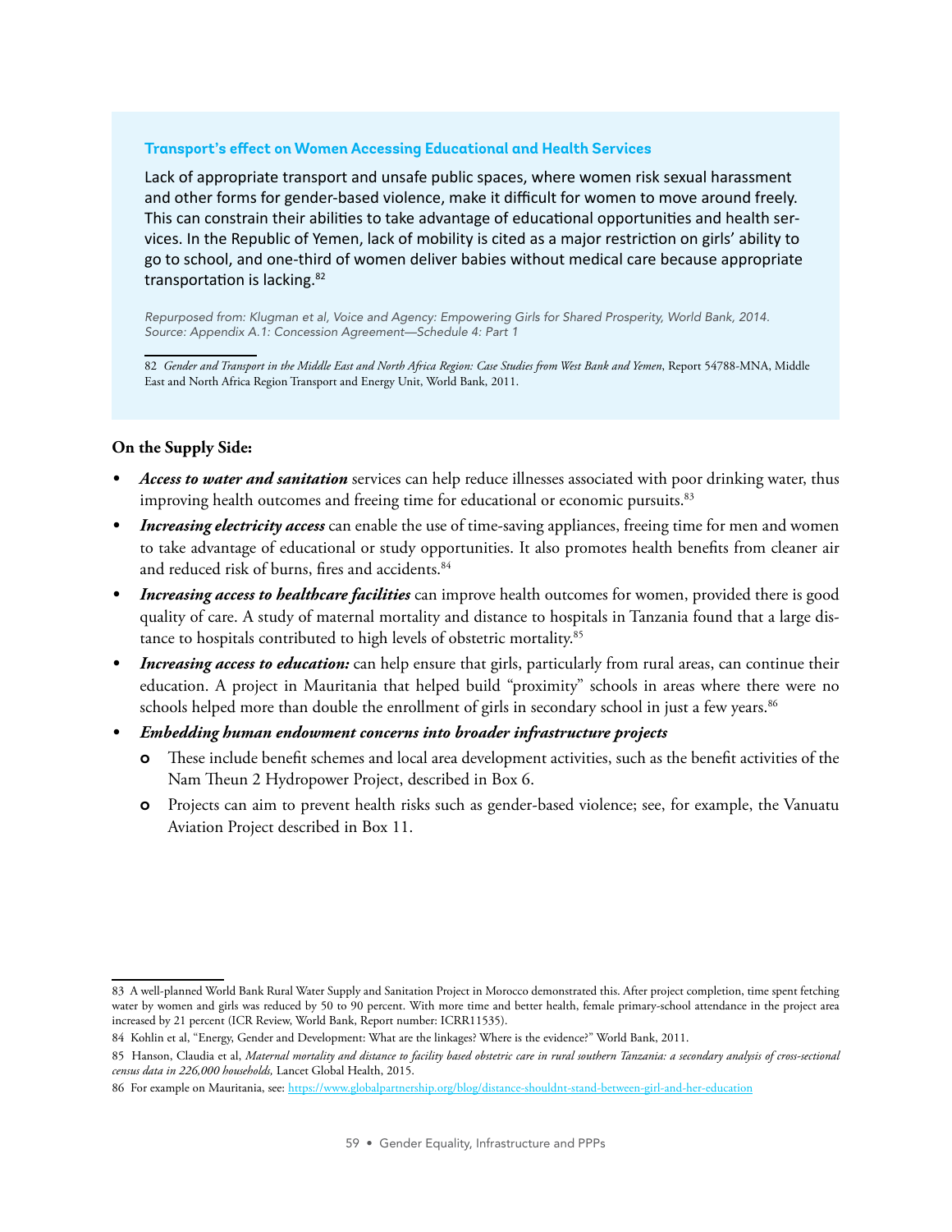### Transport's effect on Women Accessing Educational and Health Services

Lack of appropriate transport and unsafe public spaces, where women risk sexual harassment and other forms for gender-based violence, make it difficult for women to move around freely. This can constrain their abilities to take advantage of educational opportunities and health services. In the Republic of Yemen, lack of mobility is cited as a major restriction on girls' ability to go to school, and one-third of women deliver babies without medical care because appropriate transportation is lacking.[82]

*Repurposed from: Klugman et al, Voice and Agency: Empowering Girls for Shared Prosperity, World Bank, 2014.*
*Source: Appendix A.1: Concession Agreement—Schedule 4: Part 1*

82 *Gender and Transport in the Middle East and North Africa Region: Case Studies from West Bank and Yemen*, Report 54788-MNA, Middle East and North Africa Region Transport and Energy Unit, World Bank, 2011.

**On the Supply Side:**

- ***Access to water and sanitation*** services can help reduce illnesses associated with poor drinking water, thus improving health outcomes and freeing time for educational or economic pursuits.[83]
- ***Increasing electricity access*** can enable the use of time-saving appliances, freeing time for men and women to take advantage of educational or study opportunities. It also promotes health benefits from cleaner air and reduced risk of burns, fires and accidents.[84]
- ***Increasing access to healthcare facilities*** can improve health outcomes for women, provided there is good quality of care. A study of maternal mortality and distance to hospitals in Tanzania found that a large distance to hospitals contributed to high levels of obstetric mortality.[85]
- ***Increasing access to education:*** can help ensure that girls, particularly from rural areas, can continue their education. A project in Mauritania that helped build "proximity" schools in areas where there were no schools helped more than double the enrollment of girls in secondary school in just a few years.[86]
- ***Embedding human endowment concerns into broader infrastructure projects***
  - These include benefit schemes and local area development activities, such as the benefit activities of the Nam Theun 2 Hydropower Project, described in Box 6.
  - Projects can aim to prevent health risks such as gender-based violence; see, for example, the Vanuatu Aviation Project described in Box 11.

83 A well-planned World Bank Rural Water Supply and Sanitation Project in Morocco demonstrated this. After project completion, time spent fetching water by women and girls was reduced by 50 to 90 percent. With more time and better health, female primary-school attendance in the project area increased by 21 percent (ICR Review, World Bank, Report number: ICRR11535).

84 Kohlin et al, "Energy, Gender and Development: What are the linkages? Where is the evidence?" World Bank, 2011.

85 Hanson, Claudia et al, *Maternal mortality and distance to facility based obstetric care in rural southern Tanzania: a secondary analysis of cross-sectional census data in 226,000 households,* Lancet Global Health, 2015.

86 For example on Mauritania, see: https://www.globalpartnership.org/blog/distance-shouldnt-stand-between-girl-and-her-education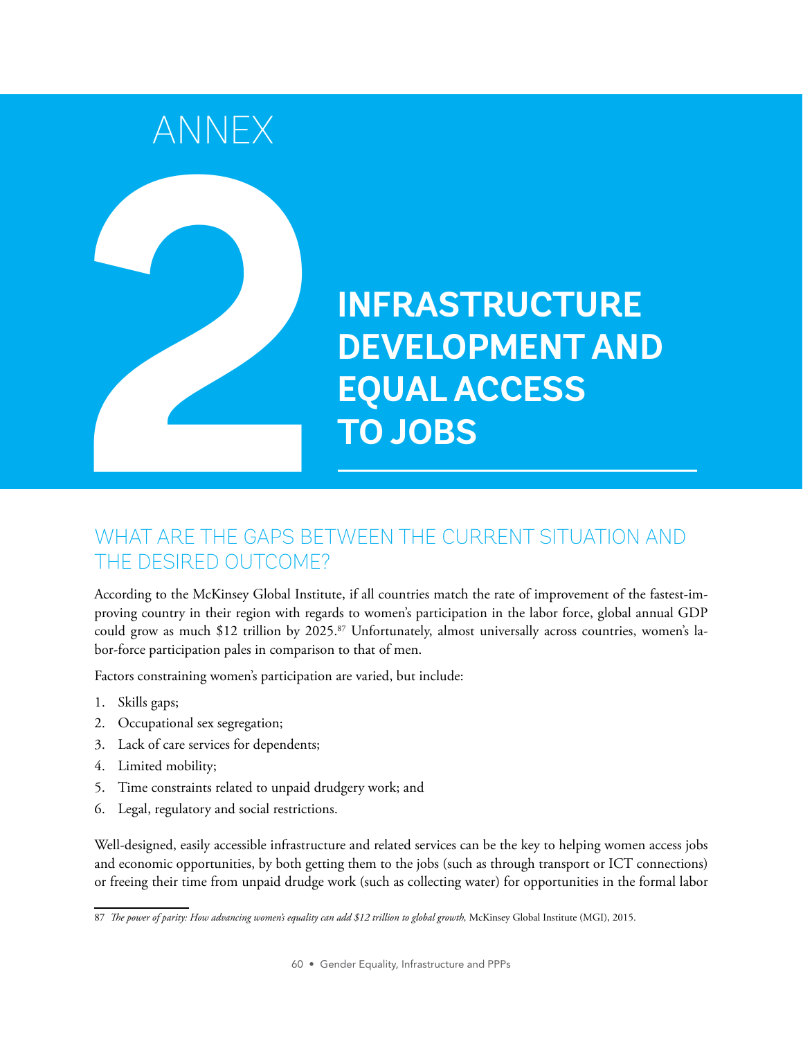# ANNEX 2

# INFRASTRUCTURE DEVELOPMENT AND EQUAL ACCESS TO JOBS

## WHAT ARE THE GAPS BETWEEN THE CURRENT SITUATION AND THE DESIRED OUTCOME?

According to the McKinsey Global Institute, if all countries match the rate of improvement of the fastest-improving country in their region with regards to women's participation in the labor force, global annual GDP could grow as much $12 trillion by 2025.[87] Unfortunately, almost universally across countries, women's labor-force participation pales in comparison to that of men.

Factors constraining women's participation are varied, but include:

1. Skills gaps;
2. Occupational sex segregation;
3. Lack of care services for dependents;
4. Limited mobility;
5. Time constraints related to unpaid drudgery work; and
6. Legal, regulatory and social restrictions.

Well-designed, easily accessible infrastructure and related services can be the key to helping women access jobs and economic opportunities, by both getting them to the jobs (such as through transport or ICT connections) or freeing their time from unpaid drudge work (such as collecting water) for opportunities in the formal labor

87 *The power of parity: How advancing women's equality can add $12 trillion to global growth,* McKinsey Global Institute (MGI), 2015.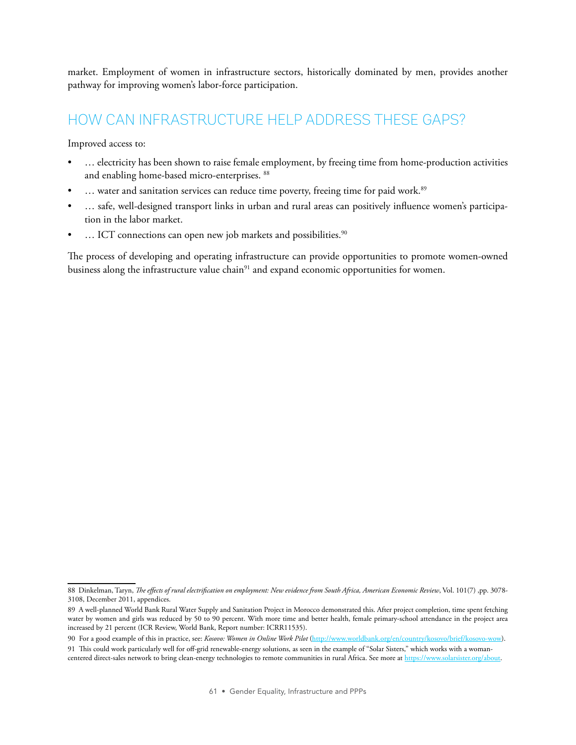market. Employment of women in infrastructure sectors, historically dominated by men, provides another pathway for improving women's labor-force participation.

## HOW CAN INFRASTRUCTURE HELP ADDRESS THESE GAPS?

Improved access to:

- … electricity has been shown to raise female employment, by freeing time from home-production activities and enabling home-based micro-enterprises. [88]
- … water and sanitation services can reduce time poverty, freeing time for paid work.[89]
- … safe, well-designed transport links in urban and rural areas can positively influence women's participation in the labor market.
- … ICT connections can open new job markets and possibilities.[90]

The process of developing and operating infrastructure can provide opportunities to promote women-owned business along the infrastructure value chain[91] and expand economic opportunities for women.

---

88 Dinkelman, Taryn, *The effects of rural electrification on employment: New evidence from South Africa, American Economic Review*, Vol. 101(7) ,pp. 3078-3108, December 2011, appendices.

89 A well-planned World Bank Rural Water Supply and Sanitation Project in Morocco demonstrated this. After project completion, time spent fetching water by women and girls was reduced by 50 to 90 percent. With more time and better health, female primary-school attendance in the project area increased by 21 percent (ICR Review, World Bank, Report number: ICRR11535).

90 For a good example of this in practice, see: *Kosovo: Women in Online Work Pilot* (http://www.worldbank.org/en/country/kosovo/brief/kosovo-wow).

91 This could work particularly well for off-grid renewable-energy solutions, as seen in the example of "Solar Sisters," which works with a woman-centered direct-sales network to bring clean-energy technologies to remote communities in rural Africa. See more at https://www.solarsister.org/about.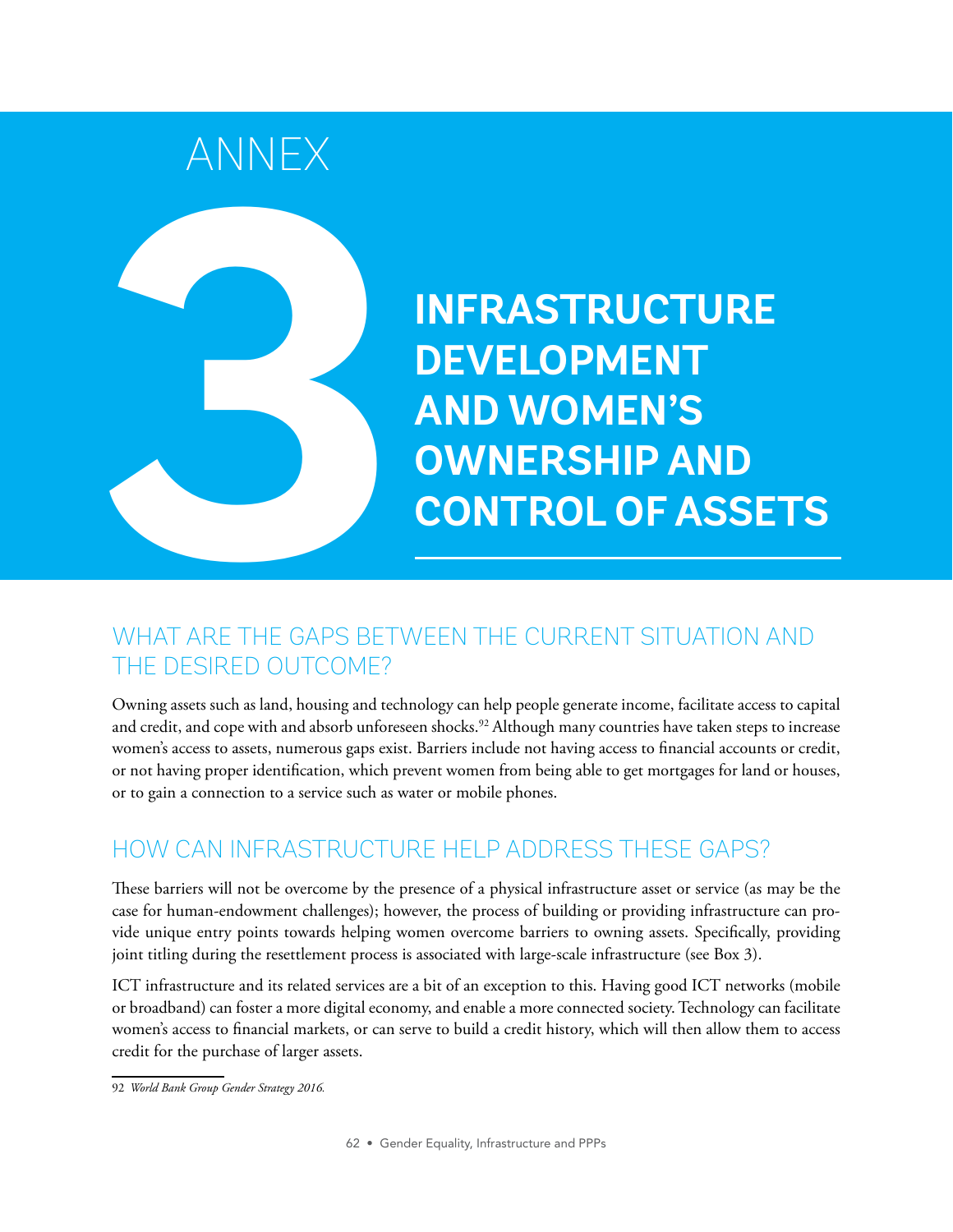# ANNEX 3

# INFRASTRUCTURE DEVELOPMENT AND WOMEN'S OWNERSHIP AND CONTROL OF ASSETS

## WHAT ARE THE GAPS BETWEEN THE CURRENT SITUATION AND THE DESIRED OUTCOME?

Owning assets such as land, housing and technology can help people generate income, facilitate access to capital and credit, and cope with and absorb unforeseen shocks.[92] Although many countries have taken steps to increase women's access to assets, numerous gaps exist. Barriers include not having access to financial accounts or credit, or not having proper identification, which prevent women from being able to get mortgages for land or houses, or to gain a connection to a service such as water or mobile phones.

## HOW CAN INFRASTRUCTURE HELP ADDRESS THESE GAPS?

These barriers will not be overcome by the presence of a physical infrastructure asset or service (as may be the case for human-endowment challenges); however, the process of building or providing infrastructure can provide unique entry points towards helping women overcome barriers to owning assets. Specifically, providing joint titling during the resettlement process is associated with large-scale infrastructure (see Box 3).

ICT infrastructure and its related services are a bit of an exception to this. Having good ICT networks (mobile or broadband) can foster a more digital economy, and enable a more connected society. Technology can facilitate women's access to financial markets, or can serve to build a credit history, which will then allow them to access credit for the purchase of larger assets.

92 *World Bank Group Gender Strategy 2016.*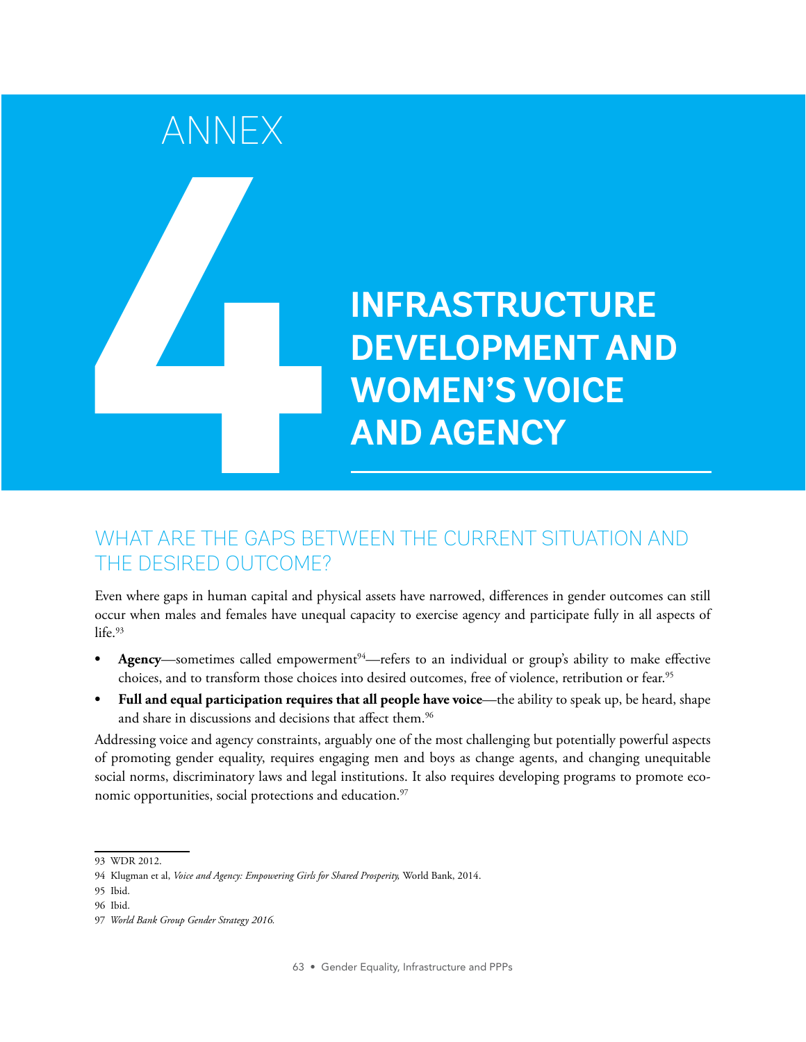# ANNEX 4

# INFRASTRUCTURE DEVELOPMENT AND WOMEN'S VOICE AND AGENCY

## WHAT ARE THE GAPS BETWEEN THE CURRENT SITUATION AND THE DESIRED OUTCOME?

Even where gaps in human capital and physical assets have narrowed, differences in gender outcomes can still occur when males and females have unequal capacity to exercise agency and participate fully in all aspects of life.[93]

- **Agency**—sometimes called empowerment[94]—refers to an individual or group's ability to make effective choices, and to transform those choices into desired outcomes, free of violence, retribution or fear.[95]
- **Full and equal participation requires that all people have voice**—the ability to speak up, be heard, shape and share in discussions and decisions that affect them.[96]

Addressing voice and agency constraints, arguably one of the most challenging but potentially powerful aspects of promoting gender equality, requires engaging men and boys as change agents, and changing unequitable social norms, discriminatory laws and legal institutions. It also requires developing programs to promote economic opportunities, social protections and education.[97]

---

93 WDR 2012.

94 Klugman et al, *Voice and Agency: Empowering Girls for Shared Prosperity,* World Bank, 2014.

95 Ibid.

96 Ibid.

97 *World Bank Group Gender Strategy 2016.*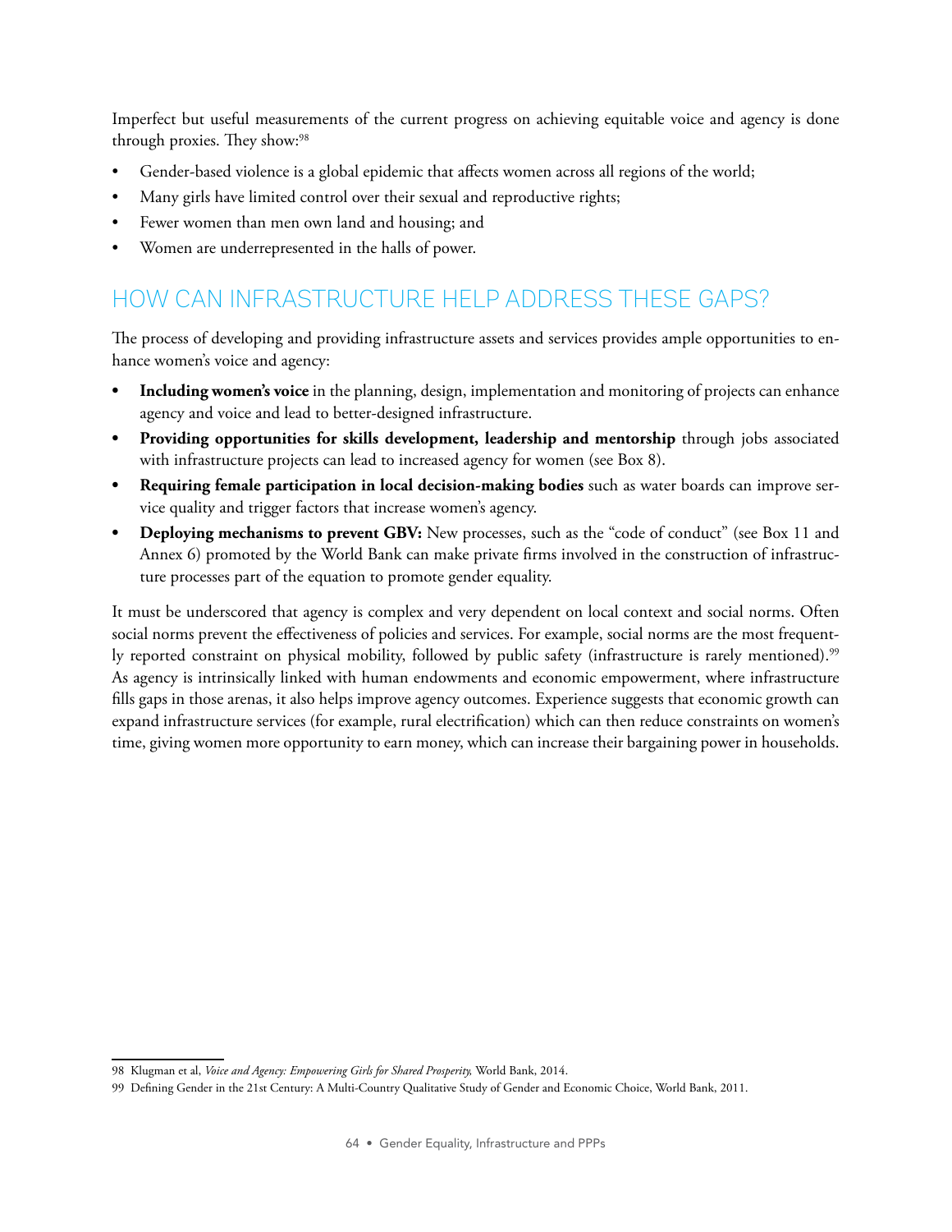Imperfect but useful measurements of the current progress on achieving equitable voice and agency is done through proxies. They show:[98]

- Gender-based violence is a global epidemic that affects women across all regions of the world;
- Many girls have limited control over their sexual and reproductive rights;
- Fewer women than men own land and housing; and
- Women are underrepresented in the halls of power.

## HOW CAN INFRASTRUCTURE HELP ADDRESS THESE GAPS?

The process of developing and providing infrastructure assets and services provides ample opportunities to enhance women's voice and agency:

- **Including women's voice** in the planning, design, implementation and monitoring of projects can enhance agency and voice and lead to better-designed infrastructure.
- **Providing opportunities for skills development, leadership and mentorship** through jobs associated with infrastructure projects can lead to increased agency for women (see Box 8).
- **Requiring female participation in local decision-making bodies** such as water boards can improve service quality and trigger factors that increase women's agency.
- **Deploying mechanisms to prevent GBV:** New processes, such as the "code of conduct" (see Box 11 and Annex 6) promoted by the World Bank can make private firms involved in the construction of infrastructure processes part of the equation to promote gender equality.

It must be underscored that agency is complex and very dependent on local context and social norms. Often social norms prevent the effectiveness of policies and services. For example, social norms are the most frequently reported constraint on physical mobility, followed by public safety (infrastructure is rarely mentioned).[99] As agency is intrinsically linked with human endowments and economic empowerment, where infrastructure fills gaps in those arenas, it also helps improve agency outcomes. Experience suggests that economic growth can expand infrastructure services (for example, rural electrification) which can then reduce constraints on women's time, giving women more opportunity to earn money, which can increase their bargaining power in households.

---

98 Klugman et al, *Voice and Agency: Empowering Girls for Shared Prosperity,* World Bank, 2014.

99 Defining Gender in the 21st Century: A Multi-Country Qualitative Study of Gender and Economic Choice, World Bank, 2011.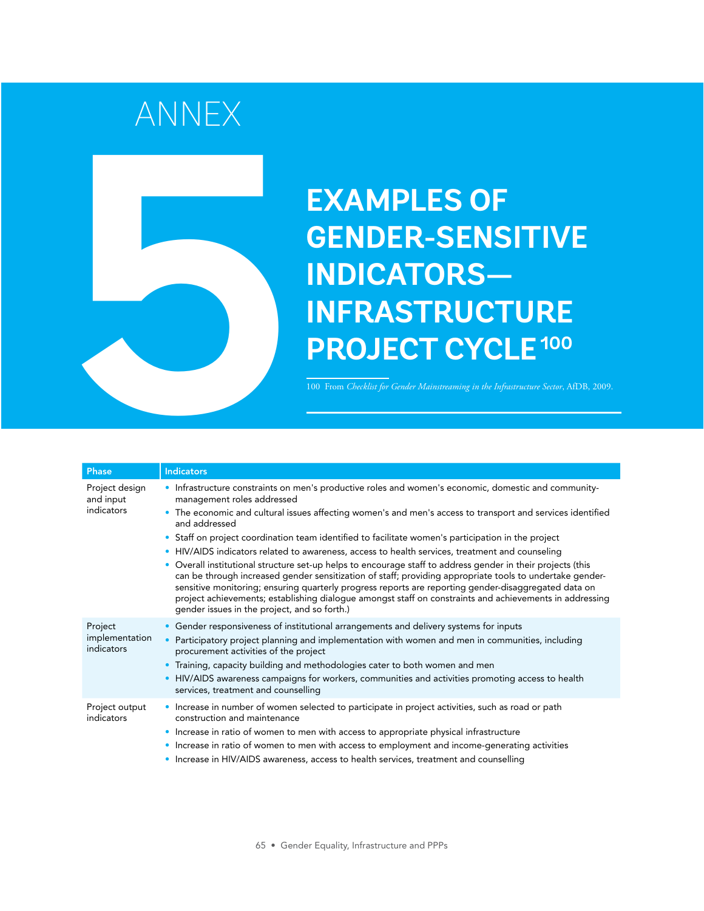# ANNEX 5

# EXAMPLES OF GENDER-SENSITIVE INDICATORS—INFRASTRUCTURE PROJECT CYCLE[100]

100 From *Checklist for Gender Mainstreaming in the Infrastructure Sector*, AfDB, 2009.

| Phase | Indicators |
|---|---|
| Project design and input indicators | • Infrastructure constraints on men's productive roles and women's economic, domestic and community-management roles addressed<br>• The economic and cultural issues affecting women's and men's access to transport and services identified and addressed<br>• Staff on project coordination team identified to facilitate women's participation in the project<br>• HIV/AIDS indicators related to awareness, access to health services, treatment and counseling<br>• Overall institutional structure set-up helps to encourage staff to address gender in their projects (this can be through increased gender sensitization of staff; providing appropriate tools to undertake gender-sensitive monitoring; ensuring quarterly progress reports are reporting gender-disaggregated data on project achievements; establishing dialogue amongst staff on constraints and achievements in addressing gender issues in the project, and so forth.) |
| Project implementation indicators | • Gender responsiveness of institutional arrangements and delivery systems for inputs<br>• Participatory project planning and implementation with women and men in communities, including procurement activities of the project<br>• Training, capacity building and methodologies cater to both women and men<br>• HIV/AIDS awareness campaigns for workers, communities and activities promoting access to health services, treatment and counselling |
| Project output indicators | • Increase in number of women selected to participate in project activities, such as road or path construction and maintenance<br>• Increase in ratio of women to men with access to appropriate physical infrastructure<br>• Increase in ratio of women to men with access to employment and income-generating activities<br>• Increase in HIV/AIDS awareness, access to health services, treatment and counselling |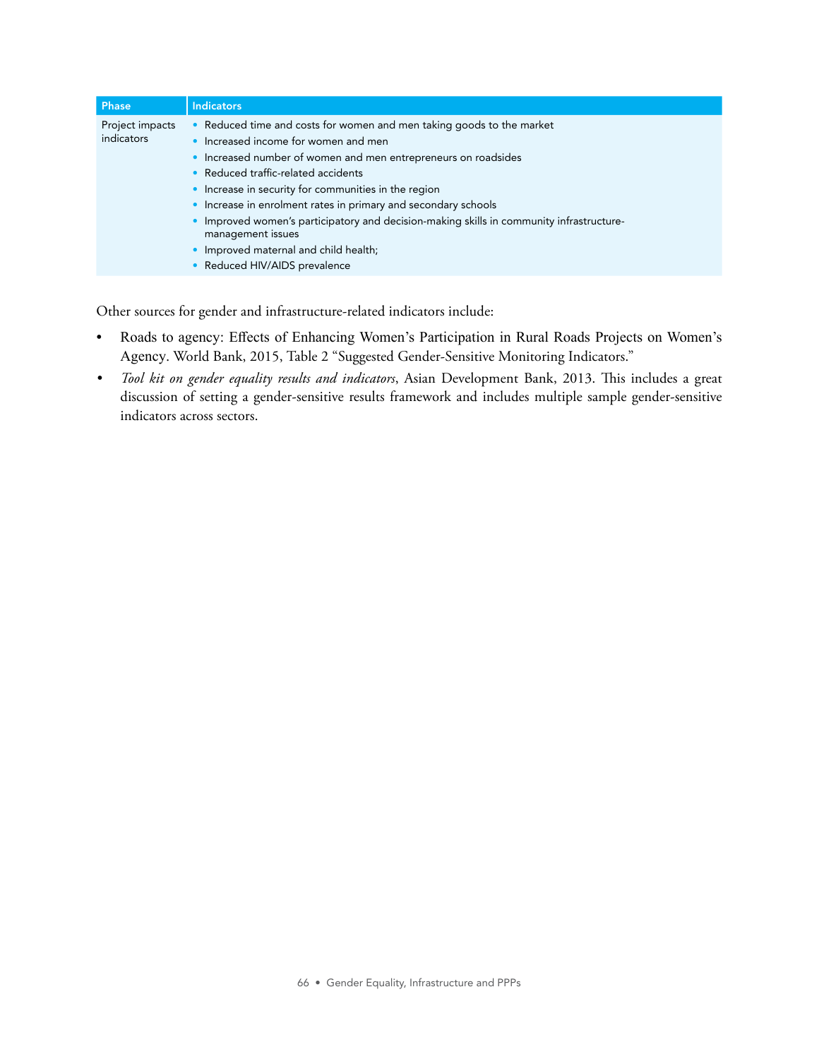| Phase | Indicators |
| --- | --- |
| Project impacts indicators | • Reduced time and costs for women and men taking goods to the market<br>• Increased income for women and men<br>• Increased number of women and men entrepreneurs on roadsides<br>• Reduced traffic-related accidents<br>• Increase in security for communities in the region<br>• Increase in enrolment rates in primary and secondary schools<br>• Improved women's participatory and decision-making skills in community infrastructure-management issues<br>• Improved maternal and child health;<br>• Reduced HIV/AIDS prevalence |

Other sources for gender and infrastructure-related indicators include:

- Roads to agency: Effects of Enhancing Women's Participation in Rural Roads Projects on Women's Agency. World Bank, 2015, Table 2 "Suggested Gender-Sensitive Monitoring Indicators."
- *Tool kit on gender equality results and indicators*, Asian Development Bank, 2013. This includes a great discussion of setting a gender-sensitive results framework and includes multiple sample gender-sensitive indicators across sectors.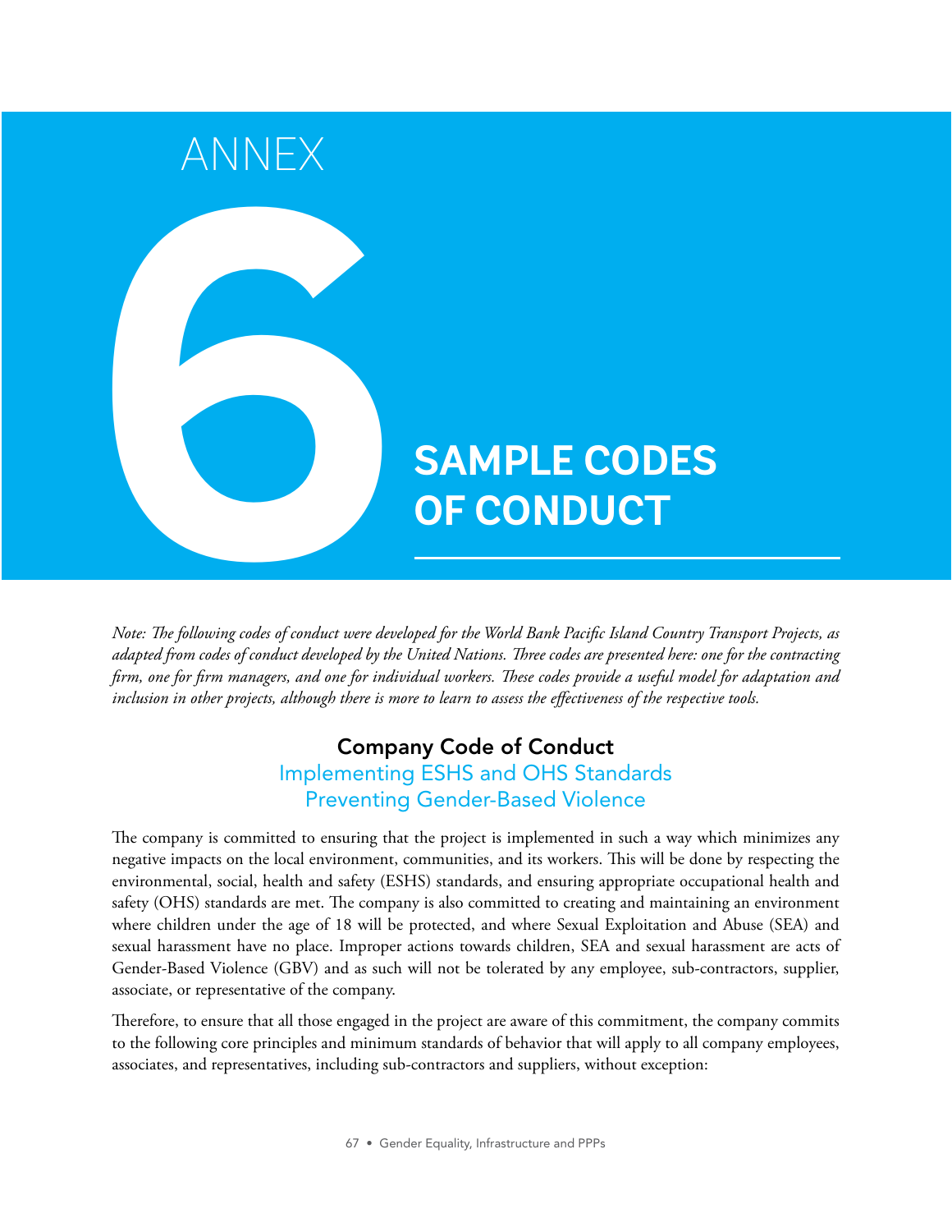# ANNEX 6

# SAMPLE CODES OF CONDUCT

*Note: The following codes of conduct were developed for the World Bank Pacific Island Country Transport Projects, as adapted from codes of conduct developed by the United Nations. Three codes are presented here: one for the contracting firm, one for firm managers, and one for individual workers. These codes provide a useful model for adaptation and inclusion in other projects, although there is more to learn to assess the effectiveness of the respective tools.*

## Company Code of Conduct

### Implementing ESHS and OHS Standards
### Preventing Gender-Based Violence

The company is committed to ensuring that the project is implemented in such a way which minimizes any negative impacts on the local environment, communities, and its workers. This will be done by respecting the environmental, social, health and safety (ESHS) standards, and ensuring appropriate occupational health and safety (OHS) standards are met. The company is also committed to creating and maintaining an environment where children under the age of 18 will be protected, and where Sexual Exploitation and Abuse (SEA) and sexual harassment have no place. Improper actions towards children, SEA and sexual harassment are acts of Gender-Based Violence (GBV) and as such will not be tolerated by any employee, sub-contractors, supplier, associate, or representative of the company.

Therefore, to ensure that all those engaged in the project are aware of this commitment, the company commits to the following core principles and minimum standards of behavior that will apply to all company employees, associates, and representatives, including sub-contractors and suppliers, without exception: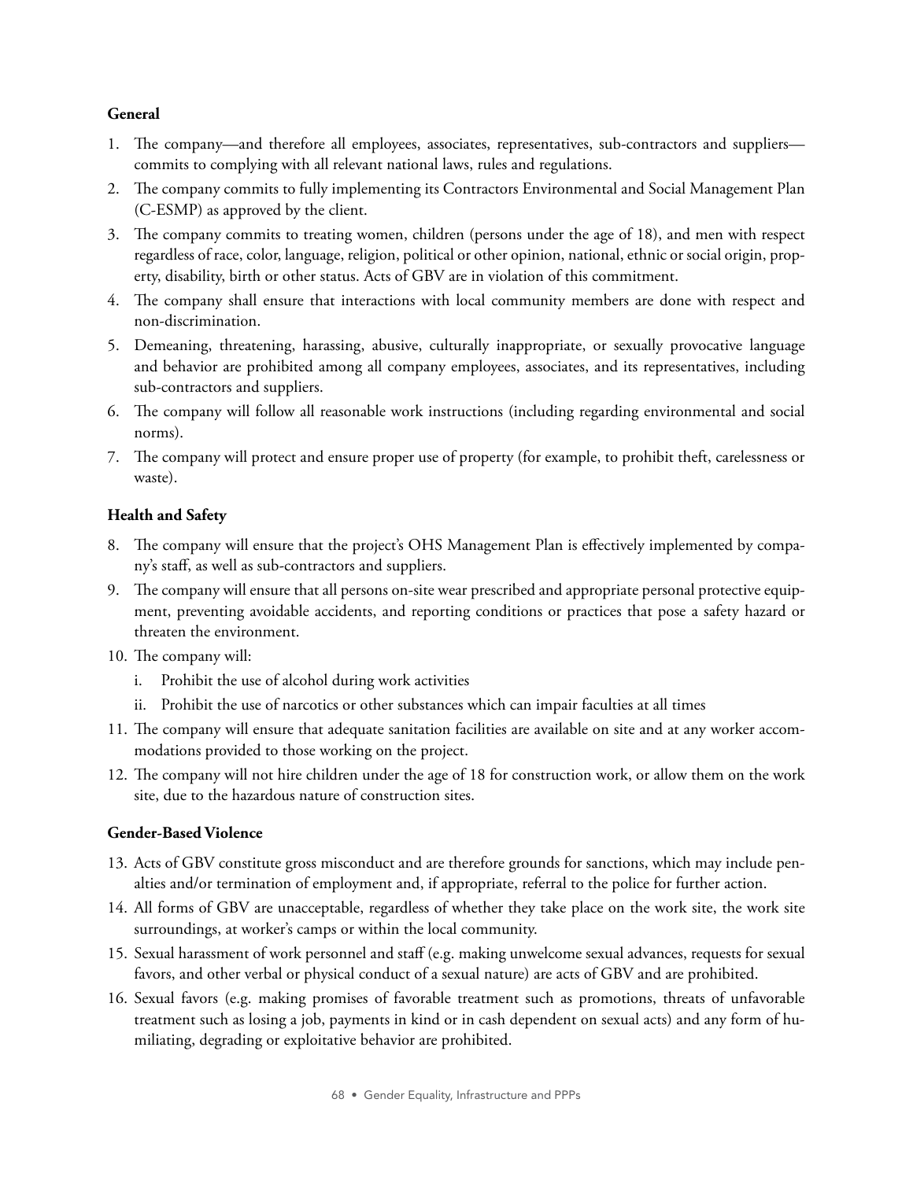**General**

1. The company—and therefore all employees, associates, representatives, sub-contractors and suppliers—commits to complying with all relevant national laws, rules and regulations.
2. The company commits to fully implementing its Contractors Environmental and Social Management Plan (C-ESMP) as approved by the client.
3. The company commits to treating women, children (persons under the age of 18), and men with respect regardless of race, color, language, religion, political or other opinion, national, ethnic or social origin, property, disability, birth or other status. Acts of GBV are in violation of this commitment.
4. The company shall ensure that interactions with local community members are done with respect and non-discrimination.
5. Demeaning, threatening, harassing, abusive, culturally inappropriate, or sexually provocative language and behavior are prohibited among all company employees, associates, and its representatives, including sub-contractors and suppliers.
6. The company will follow all reasonable work instructions (including regarding environmental and social norms).
7. The company will protect and ensure proper use of property (for example, to prohibit theft, carelessness or waste).

**Health and Safety**

8. The company will ensure that the project's OHS Management Plan is effectively implemented by company's staff, as well as sub-contractors and suppliers.
9. The company will ensure that all persons on-site wear prescribed and appropriate personal protective equipment, preventing avoidable accidents, and reporting conditions or practices that pose a safety hazard or threaten the environment.
10. The company will:
    i. Prohibit the use of alcohol during work activities
    ii. Prohibit the use of narcotics or other substances which can impair faculties at all times
11. The company will ensure that adequate sanitation facilities are available on site and at any worker accommodations provided to those working on the project.
12. The company will not hire children under the age of 18 for construction work, or allow them on the work site, due to the hazardous nature of construction sites.

**Gender-Based Violence**

13. Acts of GBV constitute gross misconduct and are therefore grounds for sanctions, which may include penalties and/or termination of employment and, if appropriate, referral to the police for further action.
14. All forms of GBV are unacceptable, regardless of whether they take place on the work site, the work site surroundings, at worker's camps or within the local community.
15. Sexual harassment of work personnel and staff (e.g. making unwelcome sexual advances, requests for sexual favors, and other verbal or physical conduct of a sexual nature) are acts of GBV and are prohibited.
16. Sexual favors (e.g. making promises of favorable treatment such as promotions, threats of unfavorable treatment such as losing a job, payments in kind or in cash dependent on sexual acts) and any form of humiliating, degrading or exploitative behavior are prohibited.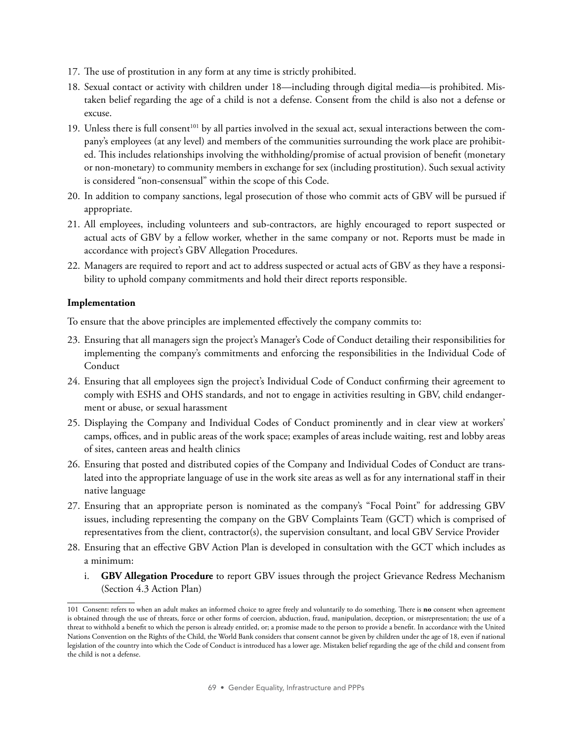17. The use of prostitution in any form at any time is strictly prohibited.
18. Sexual contact or activity with children under 18—including through digital media—is prohibited. Mistaken belief regarding the age of a child is not a defense. Consent from the child is also not a defense or excuse.
19. Unless there is full consent[101] by all parties involved in the sexual act, sexual interactions between the company's employees (at any level) and members of the communities surrounding the work place are prohibited. This includes relationships involving the withholding/promise of actual provision of benefit (monetary or non-monetary) to community members in exchange for sex (including prostitution). Such sexual activity is considered "non-consensual" within the scope of this Code.
20. In addition to company sanctions, legal prosecution of those who commit acts of GBV will be pursued if appropriate.
21. All employees, including volunteers and sub-contractors, are highly encouraged to report suspected or actual acts of GBV by a fellow worker, whether in the same company or not. Reports must be made in accordance with project's GBV Allegation Procedures.
22. Managers are required to report and act to address suspected or actual acts of GBV as they have a responsibility to uphold company commitments and hold their direct reports responsible.

**Implementation**

To ensure that the above principles are implemented effectively the company commits to:

23. Ensuring that all managers sign the project's Manager's Code of Conduct detailing their responsibilities for implementing the company's commitments and enforcing the responsibilities in the Individual Code of Conduct
24. Ensuring that all employees sign the project's Individual Code of Conduct confirming their agreement to comply with ESHS and OHS standards, and not to engage in activities resulting in GBV, child endangerment or abuse, or sexual harassment
25. Displaying the Company and Individual Codes of Conduct prominently and in clear view at workers' camps, offices, and in public areas of the work space; examples of areas include waiting, rest and lobby areas of sites, canteen areas and health clinics
26. Ensuring that posted and distributed copies of the Company and Individual Codes of Conduct are translated into the appropriate language of use in the work site areas as well as for any international staff in their native language
27. Ensuring that an appropriate person is nominated as the company's "Focal Point" for addressing GBV issues, including representing the company on the GBV Complaints Team (GCT) which is comprised of representatives from the client, contractor(s), the supervision consultant, and local GBV Service Provider
28. Ensuring that an effective GBV Action Plan is developed in consultation with the GCT which includes as a minimum:
    i. **GBV Allegation Procedure** to report GBV issues through the project Grievance Redress Mechanism (Section 4.3 Action Plan)

---

101 Consent: refers to when an adult makes an informed choice to agree freely and voluntarily to do something. There is **no** consent when agreement is obtained through the use of threats, force or other forms of coercion, abduction, fraud, manipulation, deception, or misrepresentation; the use of a threat to withhold a benefit to which the person is already entitled, or; a promise made to the person to provide a benefit. In accordance with the United Nations Convention on the Rights of the Child, the World Bank considers that consent cannot be given by children under the age of 18, even if national legislation of the country into which the Code of Conduct is introduced has a lower age. Mistaken belief regarding the age of the child and consent from the child is not a defense.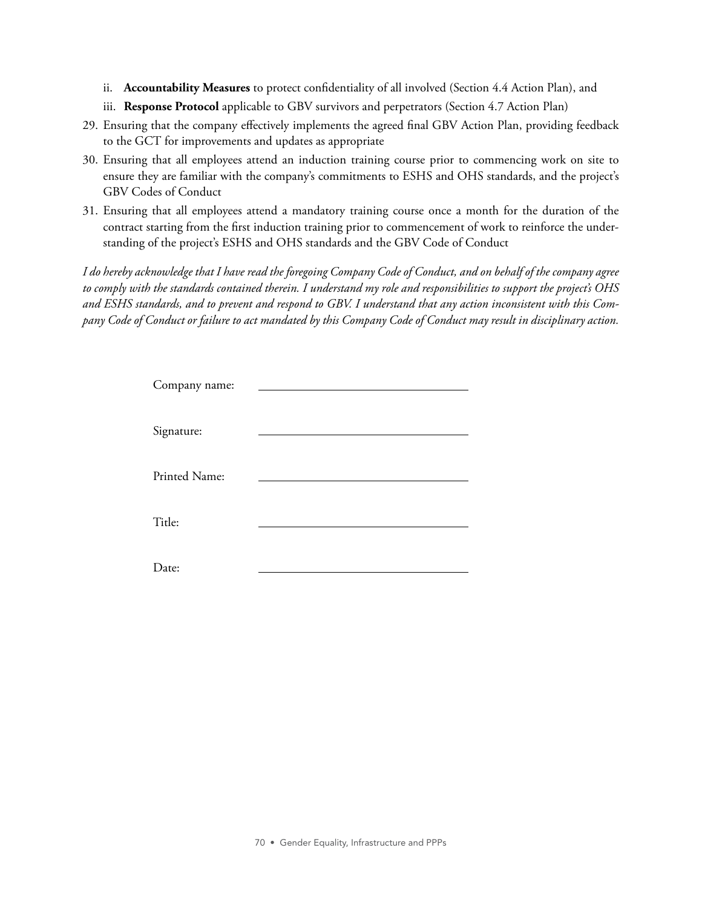ii. **Accountability Measures** to protect confidentiality of all involved (Section 4.4 Action Plan), and
   iii. **Response Protocol** applicable to GBV survivors and perpetrators (Section 4.7 Action Plan)

29. Ensuring that the company effectively implements the agreed final GBV Action Plan, providing feedback to the GCT for improvements and updates as appropriate
30. Ensuring that all employees attend an induction training course prior to commencing work on site to ensure they are familiar with the company's commitments to ESHS and OHS standards, and the project's GBV Codes of Conduct
31. Ensuring that all employees attend a mandatory training course once a month for the duration of the contract starting from the first induction training prior to commencement of work to reinforce the understanding of the project's ESHS and OHS standards and the GBV Code of Conduct

*I do hereby acknowledge that I have read the foregoing Company Code of Conduct, and on behalf of the company agree to comply with the standards contained therein. I understand my role and responsibilities to support the project's OHS and ESHS standards, and to prevent and respond to GBV. I understand that any action inconsistent with this Company Code of Conduct or failure to act mandated by this Company Code of Conduct may result in disciplinary action.*

Company name: ______________________________

Signature: ______________________________

Printed Name: ______________________________

Title: ______________________________

Date: ______________________________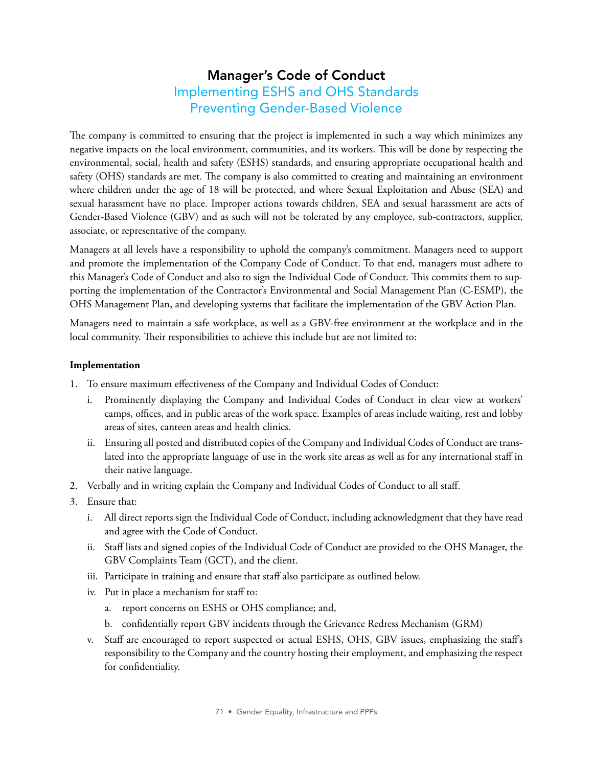# Manager's Code of Conduct

## Implementing ESHS and OHS Standards
## Preventing Gender-Based Violence

The company is committed to ensuring that the project is implemented in such a way which minimizes any negative impacts on the local environment, communities, and its workers. This will be done by respecting the environmental, social, health and safety (ESHS) standards, and ensuring appropriate occupational health and safety (OHS) standards are met. The company is also committed to creating and maintaining an environment where children under the age of 18 will be protected, and where Sexual Exploitation and Abuse (SEA) and sexual harassment have no place. Improper actions towards children, SEA and sexual harassment are acts of Gender-Based Violence (GBV) and as such will not be tolerated by any employee, sub-contractors, supplier, associate, or representative of the company.

Managers at all levels have a responsibility to uphold the company's commitment. Managers need to support and promote the implementation of the Company Code of Conduct. To that end, managers must adhere to this Manager's Code of Conduct and also to sign the Individual Code of Conduct. This commits them to supporting the implementation of the Contractor's Environmental and Social Management Plan (C-ESMP), the OHS Management Plan, and developing systems that facilitate the implementation of the GBV Action Plan.

Managers need to maintain a safe workplace, as well as a GBV-free environment at the workplace and in the local community. Their responsibilities to achieve this include but are not limited to:

**Implementation**

1. To ensure maximum effectiveness of the Company and Individual Codes of Conduct:
   i. Prominently displaying the Company and Individual Codes of Conduct in clear view at workers' camps, offices, and in public areas of the work space. Examples of areas include waiting, rest and lobby areas of sites, canteen areas and health clinics.
   ii. Ensuring all posted and distributed copies of the Company and Individual Codes of Conduct are translated into the appropriate language of use in the work site areas as well as for any international staff in their native language.
2. Verbally and in writing explain the Company and Individual Codes of Conduct to all staff.
3. Ensure that:
   i. All direct reports sign the Individual Code of Conduct, including acknowledgment that they have read and agree with the Code of Conduct.
   ii. Staff lists and signed copies of the Individual Code of Conduct are provided to the OHS Manager, the GBV Complaints Team (GCT), and the client.
   iii. Participate in training and ensure that staff also participate as outlined below.
   iv. Put in place a mechanism for staff to:
      a. report concerns on ESHS or OHS compliance; and,
      b. confidentially report GBV incidents through the Grievance Redress Mechanism (GRM)
   v. Staff are encouraged to report suspected or actual ESHS, OHS, GBV issues, emphasizing the staff's responsibility to the Company and the country hosting their employment, and emphasizing the respect for confidentiality.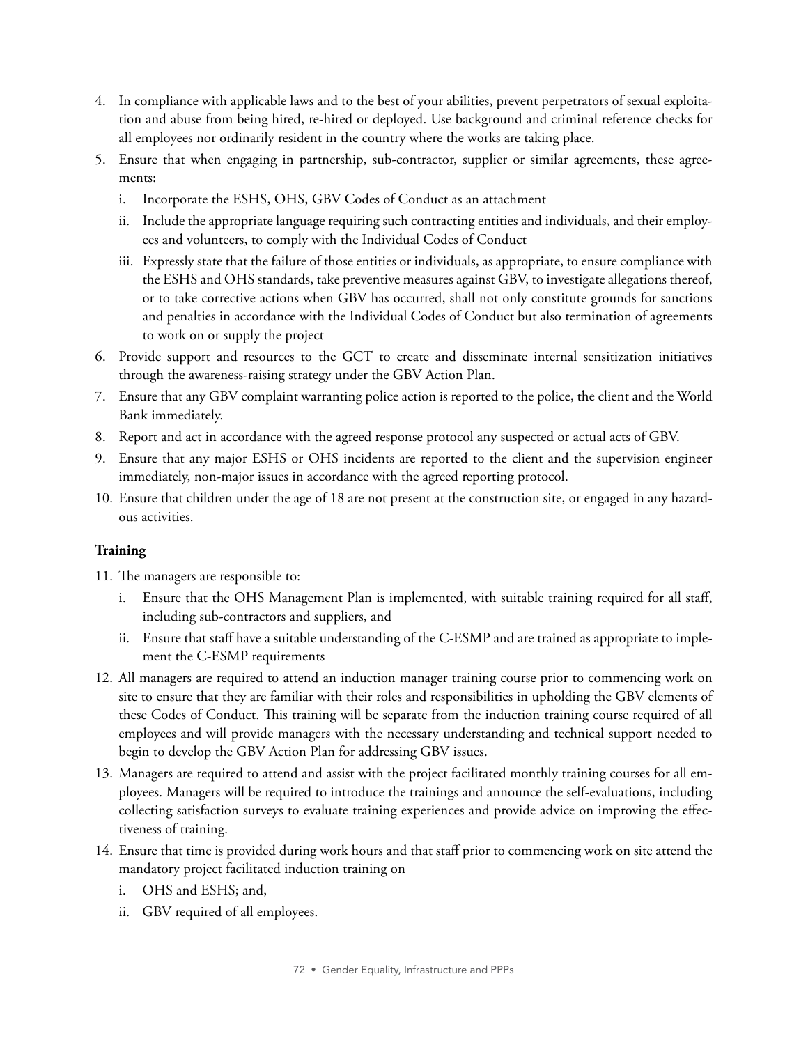4. In compliance with applicable laws and to the best of your abilities, prevent perpetrators of sexual exploitation and abuse from being hired, re-hired or deployed. Use background and criminal reference checks for all employees nor ordinarily resident in the country where the works are taking place.
5. Ensure that when engaging in partnership, sub-contractor, supplier or similar agreements, these agreements:
   i. Incorporate the ESHS, OHS, GBV Codes of Conduct as an attachment
   ii. Include the appropriate language requiring such contracting entities and individuals, and their employees and volunteers, to comply with the Individual Codes of Conduct
   iii. Expressly state that the failure of those entities or individuals, as appropriate, to ensure compliance with the ESHS and OHS standards, take preventive measures against GBV, to investigate allegations thereof, or to take corrective actions when GBV has occurred, shall not only constitute grounds for sanctions and penalties in accordance with the Individual Codes of Conduct but also termination of agreements to work on or supply the project
6. Provide support and resources to the GCT to create and disseminate internal sensitization initiatives through the awareness-raising strategy under the GBV Action Plan.
7. Ensure that any GBV complaint warranting police action is reported to the police, the client and the World Bank immediately.
8. Report and act in accordance with the agreed response protocol any suspected or actual acts of GBV.
9. Ensure that any major ESHS or OHS incidents are reported to the client and the supervision engineer immediately, non-major issues in accordance with the agreed reporting protocol.
10. Ensure that children under the age of 18 are not present at the construction site, or engaged in any hazardous activities.

**Training**

11. The managers are responsible to:
    i. Ensure that the OHS Management Plan is implemented, with suitable training required for all staff, including sub-contractors and suppliers, and
    ii. Ensure that staff have a suitable understanding of the C-ESMP and are trained as appropriate to implement the C-ESMP requirements
12. All managers are required to attend an induction manager training course prior to commencing work on site to ensure that they are familiar with their roles and responsibilities in upholding the GBV elements of these Codes of Conduct. This training will be separate from the induction training course required of all employees and will provide managers with the necessary understanding and technical support needed to begin to develop the GBV Action Plan for addressing GBV issues.
13. Managers are required to attend and assist with the project facilitated monthly training courses for all employees. Managers will be required to introduce the trainings and announce the self-evaluations, including collecting satisfaction surveys to evaluate training experiences and provide advice on improving the effectiveness of training.
14. Ensure that time is provided during work hours and that staff prior to commencing work on site attend the mandatory project facilitated induction training on
    i. OHS and ESHS; and,
    ii. GBV required of all employees.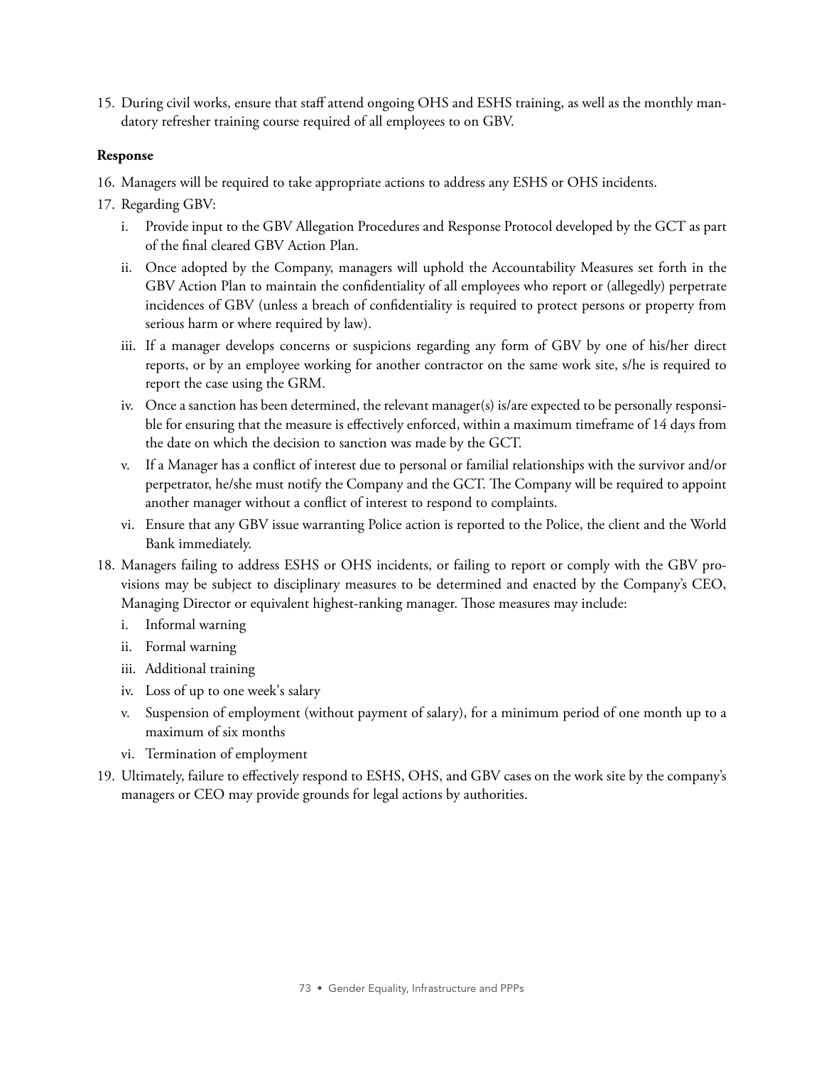15. During civil works, ensure that staff attend ongoing OHS and ESHS training, as well as the monthly mandatory refresher training course required of all employees to on GBV.

**Response**

16. Managers will be required to take appropriate actions to address any ESHS or OHS incidents.
17. Regarding GBV:
    i. Provide input to the GBV Allegation Procedures and Response Protocol developed by the GCT as part of the final cleared GBV Action Plan.
    ii. Once adopted by the Company, managers will uphold the Accountability Measures set forth in the GBV Action Plan to maintain the confidentiality of all employees who report or (allegedly) perpetrate incidences of GBV (unless a breach of confidentiality is required to protect persons or property from serious harm or where required by law).
    iii. If a manager develops concerns or suspicions regarding any form of GBV by one of his/her direct reports, or by an employee working for another contractor on the same work site, s/he is required to report the case using the GRM.
    iv. Once a sanction has been determined, the relevant manager(s) is/are expected to be personally responsible for ensuring that the measure is effectively enforced, within a maximum timeframe of 14 days from the date on which the decision to sanction was made by the GCT.
    v. If a Manager has a conflict of interest due to personal or familial relationships with the survivor and/or perpetrator, he/she must notify the Company and the GCT. The Company will be required to appoint another manager without a conflict of interest to respond to complaints.
    vi. Ensure that any GBV issue warranting Police action is reported to the Police, the client and the World Bank immediately.
18. Managers failing to address ESHS or OHS incidents, or failing to report or comply with the GBV provisions may be subject to disciplinary measures to be determined and enacted by the Company's CEO, Managing Director or equivalent highest-ranking manager. Those measures may include:
    i. Informal warning
    ii. Formal warning
    iii. Additional training
    iv. Loss of up to one week's salary
    v. Suspension of employment (without payment of salary), for a minimum period of one month up to a maximum of six months
    vi. Termination of employment
19. Ultimately, failure to effectively respond to ESHS, OHS, and GBV cases on the work site by the company's managers or CEO may provide grounds for legal actions by authorities.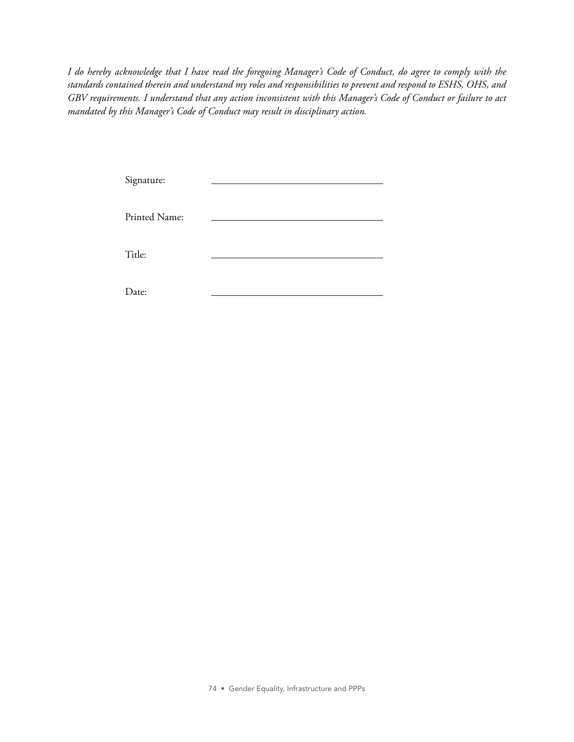*I do hereby acknowledge that I have read the foregoing Manager's Code of Conduct, do agree to comply with the standards contained therein and understand my roles and responsibilities to prevent and respond to ESHS, OHS, and GBV requirements. I understand that any action inconsistent with this Manager's Code of Conduct or failure to act mandated by this Manager's Code of Conduct may result in disciplinary action.*

Signature: ______________________________

Printed Name: ______________________________

Title: ______________________________

Date: ______________________________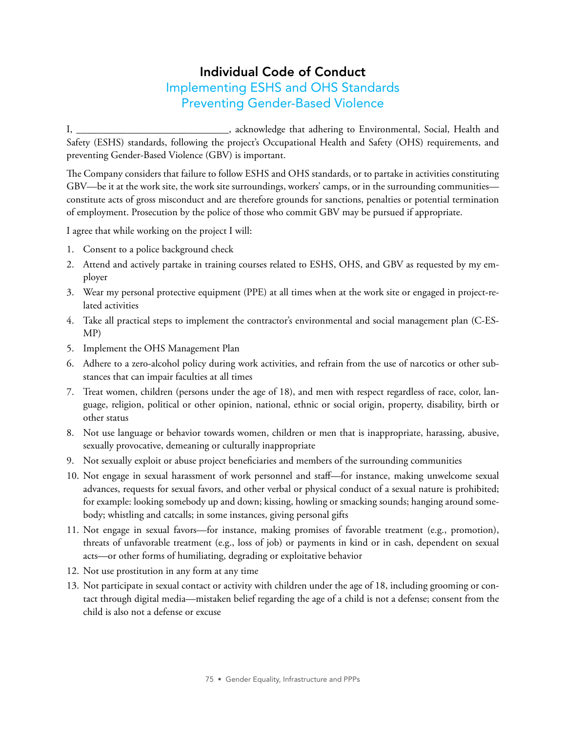# Individual Code of Conduct

## Implementing ESHS and OHS Standards
## Preventing Gender-Based Violence

I, ______________________________, acknowledge that adhering to Environmental, Social, Health and Safety (ESHS) standards, following the project's Occupational Health and Safety (OHS) requirements, and preventing Gender-Based Violence (GBV) is important.

The Company considers that failure to follow ESHS and OHS standards, or to partake in activities constituting GBV—be it at the work site, the work site surroundings, workers' camps, or in the surrounding communities—constitute acts of gross misconduct and are therefore grounds for sanctions, penalties or potential termination of employment. Prosecution by the police of those who commit GBV may be pursued if appropriate.

I agree that while working on the project I will:

1. Consent to a police background check
2. Attend and actively partake in training courses related to ESHS, OHS, and GBV as requested by my employer
3. Wear my personal protective equipment (PPE) at all times when at the work site or engaged in project-related activities
4. Take all practical steps to implement the contractor's environmental and social management plan (C-ESMP)
5. Implement the OHS Management Plan
6. Adhere to a zero-alcohol policy during work activities, and refrain from the use of narcotics or other substances that can impair faculties at all times
7. Treat women, children (persons under the age of 18), and men with respect regardless of race, color, language, religion, political or other opinion, national, ethnic or social origin, property, disability, birth or other status
8. Not use language or behavior towards women, children or men that is inappropriate, harassing, abusive, sexually provocative, demeaning or culturally inappropriate
9. Not sexually exploit or abuse project beneficiaries and members of the surrounding communities
10. Not engage in sexual harassment of work personnel and staff—for instance, making unwelcome sexual advances, requests for sexual favors, and other verbal or physical conduct of a sexual nature is prohibited; for example: looking somebody up and down; kissing, howling or smacking sounds; hanging around somebody; whistling and catcalls; in some instances, giving personal gifts
11. Not engage in sexual favors—for instance, making promises of favorable treatment (e.g., promotion), threats of unfavorable treatment (e.g., loss of job) or payments in kind or in cash, dependent on sexual acts—or other forms of humiliating, degrading or exploitative behavior
12. Not use prostitution in any form at any time
13. Not participate in sexual contact or activity with children under the age of 18, including grooming or contact through digital media—mistaken belief regarding the age of a child is not a defense; consent from the child is also not a defense or excuse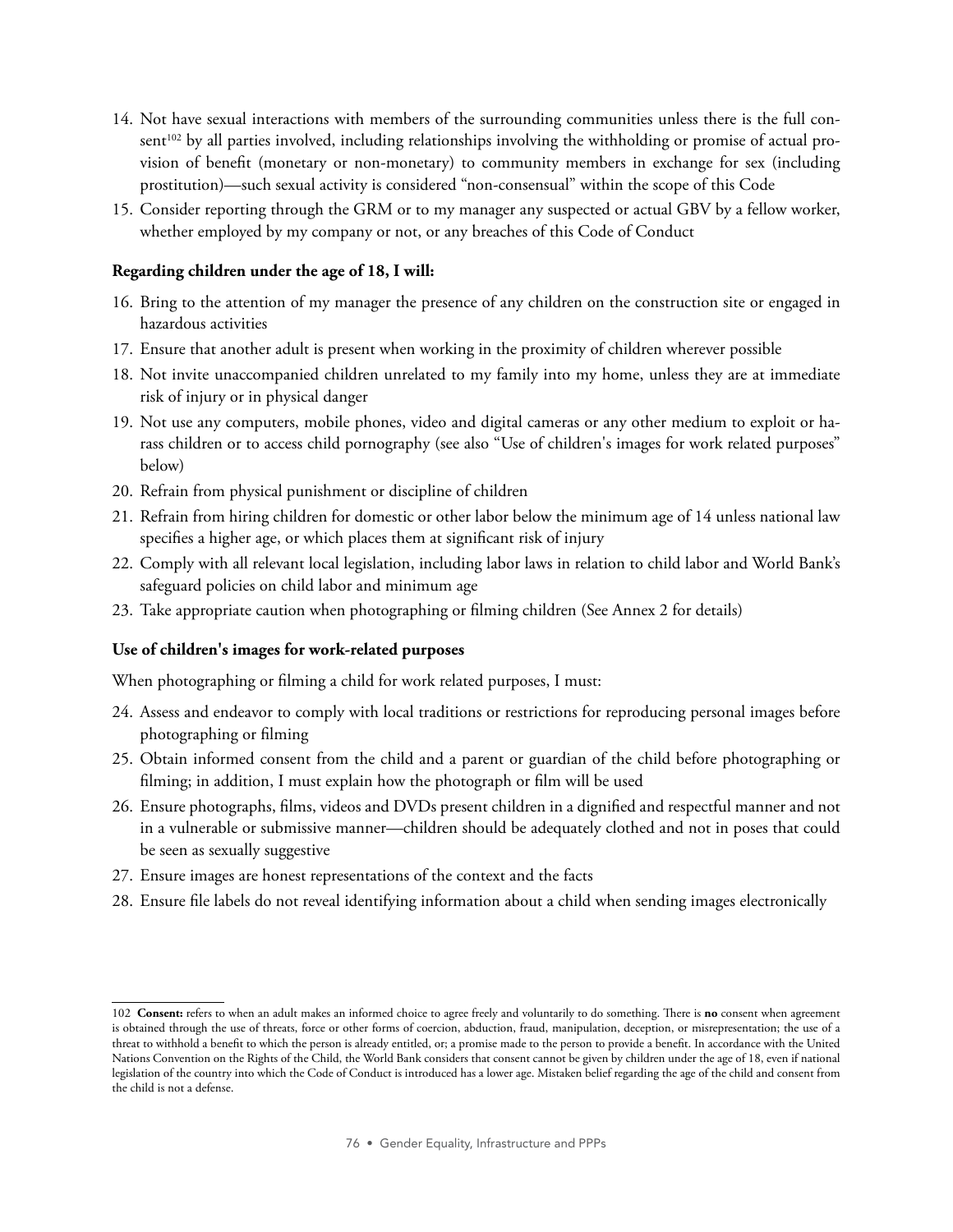14. Not have sexual interactions with members of the surrounding communities unless there is the full consent[102] by all parties involved, including relationships involving the withholding or promise of actual provision of benefit (monetary or non-monetary) to community members in exchange for sex (including prostitution)—such sexual activity is considered "non-consensual" within the scope of this Code
15. Consider reporting through the GRM or to my manager any suspected or actual GBV by a fellow worker, whether employed by my company or not, or any breaches of this Code of Conduct

**Regarding children under the age of 18, I will:**

16. Bring to the attention of my manager the presence of any children on the construction site or engaged in hazardous activities
17. Ensure that another adult is present when working in the proximity of children wherever possible
18. Not invite unaccompanied children unrelated to my family into my home, unless they are at immediate risk of injury or in physical danger
19. Not use any computers, mobile phones, video and digital cameras or any other medium to exploit or harass children or to access child pornography (see also "Use of children's images for work related purposes" below)
20. Refrain from physical punishment or discipline of children
21. Refrain from hiring children for domestic or other labor below the minimum age of 14 unless national law specifies a higher age, or which places them at significant risk of injury
22. Comply with all relevant local legislation, including labor laws in relation to child labor and World Bank's safeguard policies on child labor and minimum age
23. Take appropriate caution when photographing or filming children (See Annex 2 for details)

**Use of children's images for work-related purposes**

When photographing or filming a child for work related purposes, I must:

24. Assess and endeavor to comply with local traditions or restrictions for reproducing personal images before photographing or filming
25. Obtain informed consent from the child and a parent or guardian of the child before photographing or filming; in addition, I must explain how the photograph or film will be used
26. Ensure photographs, films, videos and DVDs present children in a dignified and respectful manner and not in a vulnerable or submissive manner—children should be adequately clothed and not in poses that could be seen as sexually suggestive
27. Ensure images are honest representations of the context and the facts
28. Ensure file labels do not reveal identifying information about a child when sending images electronically

---

102 **Consent:** refers to when an adult makes an informed choice to agree freely and voluntarily to do something. There is **no** consent when agreement is obtained through the use of threats, force or other forms of coercion, abduction, fraud, manipulation, deception, or misrepresentation; the use of a threat to withhold a benefit to which the person is already entitled, or; a promise made to the person to provide a benefit. In accordance with the United Nations Convention on the Rights of the Child, the World Bank considers that consent cannot be given by children under the age of 18, even if national legislation of the country into which the Code of Conduct is introduced has a lower age. Mistaken belief regarding the age of the child and consent from the child is not a defense.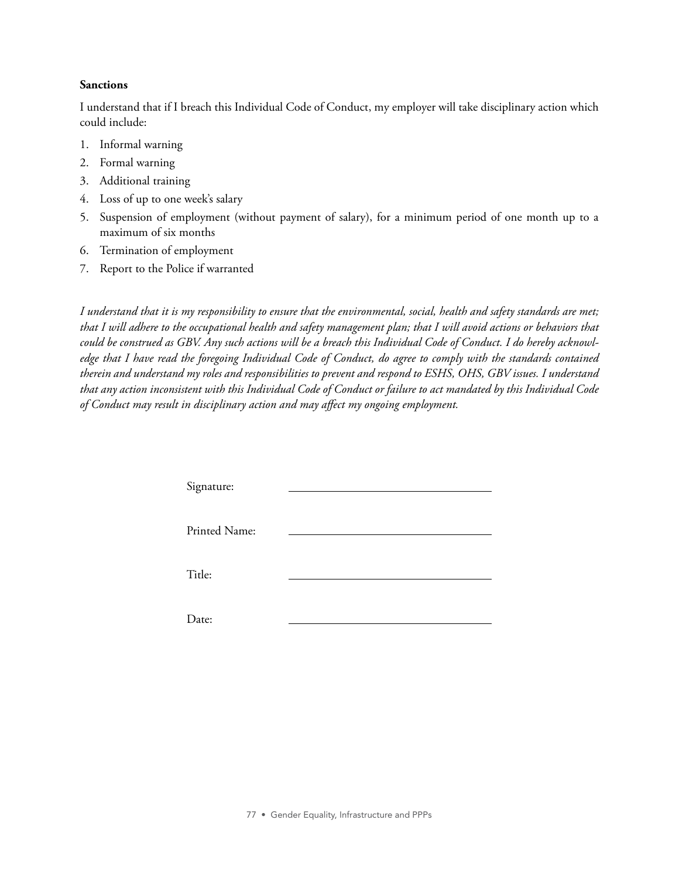**Sanctions**

I understand that if I breach this Individual Code of Conduct, my employer will take disciplinary action which could include:

1. Informal warning
2. Formal warning
3. Additional training
4. Loss of up to one week's salary
5. Suspension of employment (without payment of salary), for a minimum period of one month up to a maximum of six months
6. Termination of employment
7. Report to the Police if warranted

*I understand that it is my responsibility to ensure that the environmental, social, health and safety standards are met; that I will adhere to the occupational health and safety management plan; that I will avoid actions or behaviors that could be construed as GBV. Any such actions will be a breach this Individual Code of Conduct. I do hereby acknowledge that I have read the foregoing Individual Code of Conduct, do agree to comply with the standards contained therein and understand my roles and responsibilities to prevent and respond to ESHS, OHS, GBV issues. I understand that any action inconsistent with this Individual Code of Conduct or failure to act mandated by this Individual Code of Conduct may result in disciplinary action and may affect my ongoing employment.*

Signature: \_\_\_\_\_\_\_\_\_\_\_\_\_\_\_\_\_\_\_\_\_\_\_\_\_\_\_\_

Printed Name: \_\_\_\_\_\_\_\_\_\_\_\_\_\_\_\_\_\_\_\_\_\_\_\_\_\_\_\_

Title: \_\_\_\_\_\_\_\_\_\_\_\_\_\_\_\_\_\_\_\_\_\_\_\_\_\_\_\_

Date: \_\_\_\_\_\_\_\_\_\_\_\_\_\_\_\_\_\_\_\_\_\_\_\_\_\_\_\_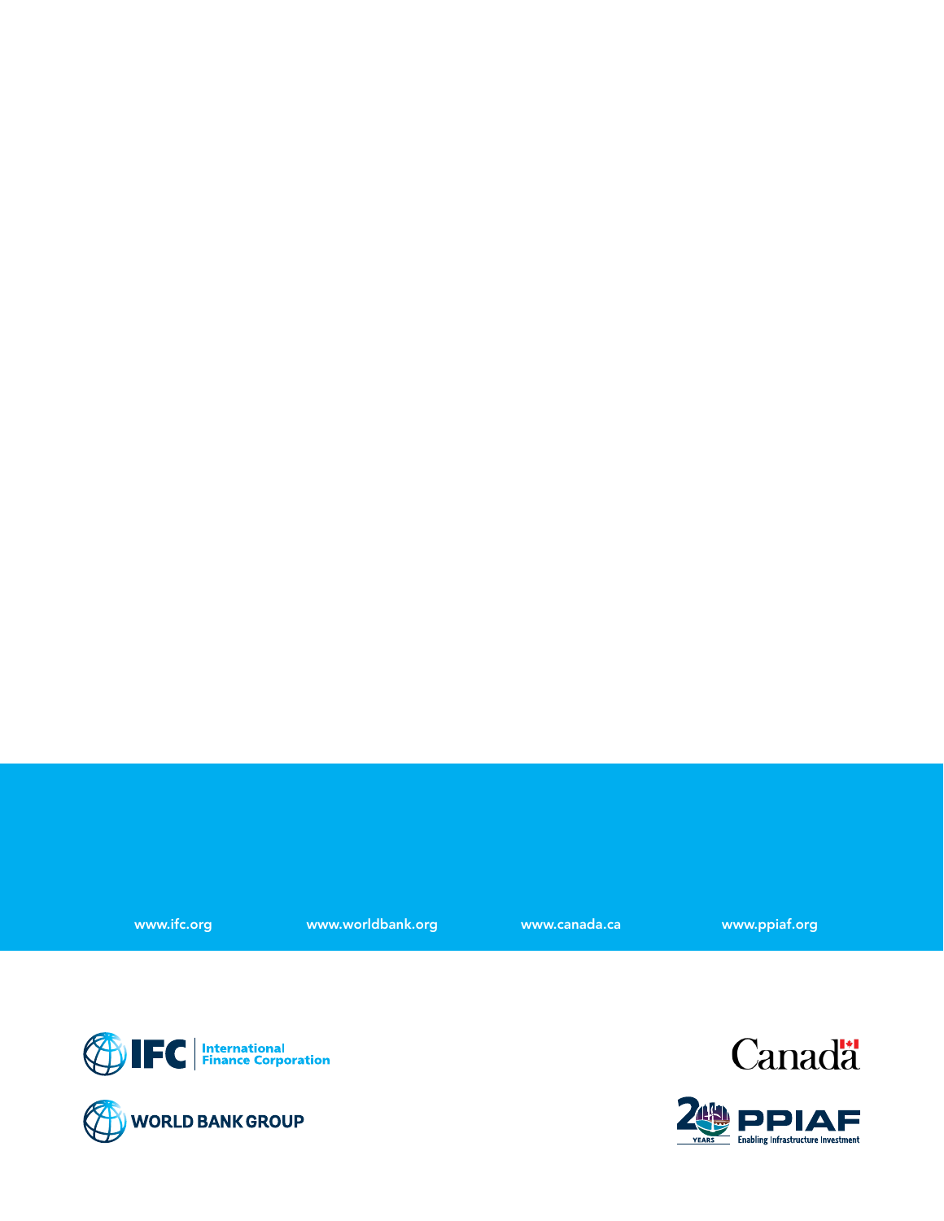www.ifc.org www.worldbank.org www.canada.ca www.ppiaf.org

IFC International Finance Corporation

WORLD BANK GROUP

Canada

20 YEARS PPIAF Enabling Infrastructure Investment